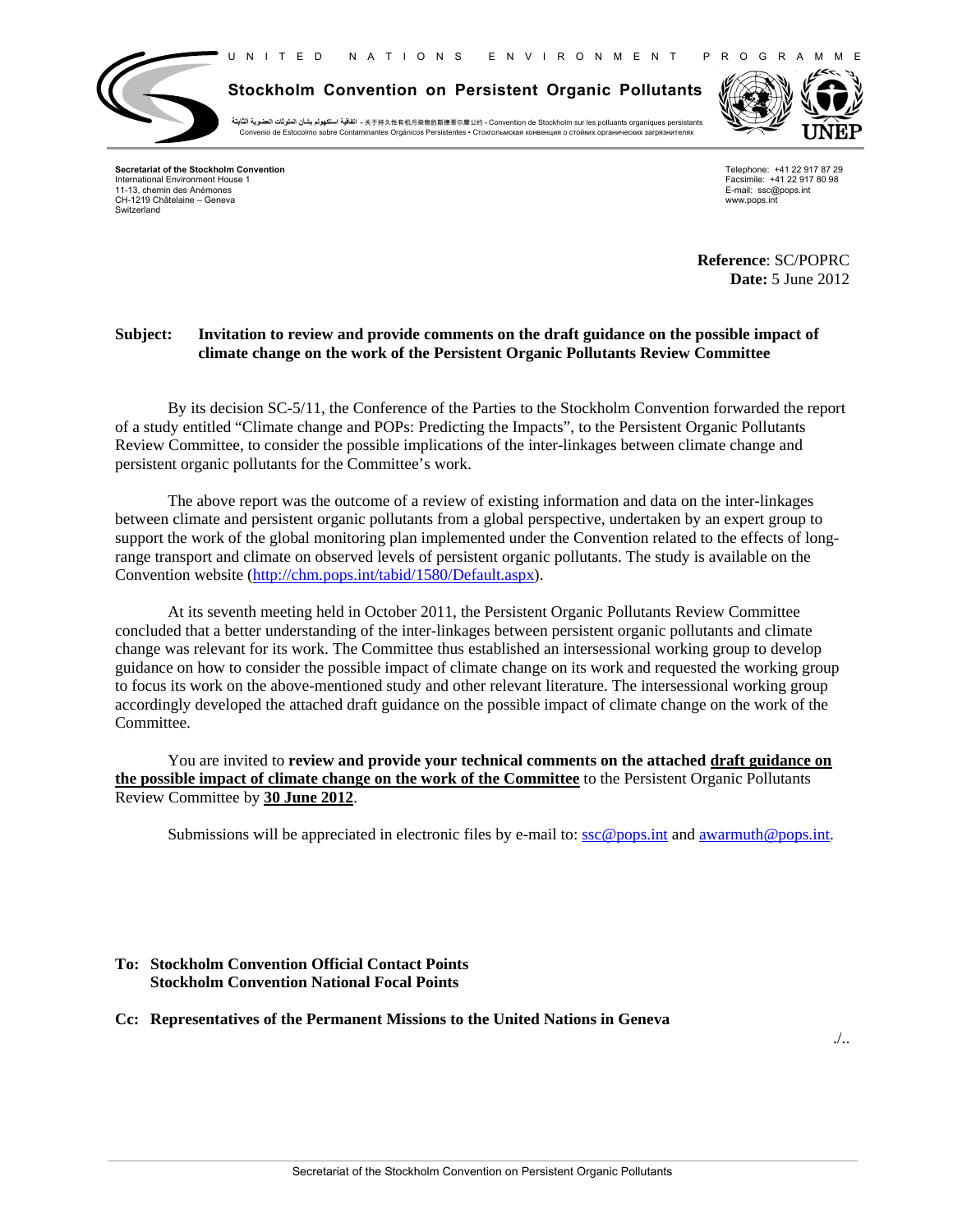U N I T E D N A T I O N S E N V I R O N M E N T P R O G R A M M E

**Stockholm Convention on Persistent Organic Pollutants**

اتفاقية استكهولم بشأن الملوثات العضوية الثابتة • 关于持久性有机污染物的斯德哥尔摩公约 • Convention de Stockholm sur les polluants organiques persistants
Convenio de Estocolmo sobre Contaminantes Orgánicos Persistentes • Стокгольмская конвенция о стойких органических загрязнителях

**Secretariat of the Stockholm Convention**
International Environment House 1
11-13, chemin des Anémones
CH-1219 Châtelaine – Geneva
Switzerland

Telephone: +41 22 917 87 29
Facsimile: +41 22 917 80 98
E-mail: ssc@pops.int
www.pops.int

**Reference**: SC/POPRC
**Date:** 5 June 2012

**Subject: Invitation to review and provide comments on the draft guidance on the possible impact of climate change on the work of the Persistent Organic Pollutants Review Committee**

By its decision SC-5/11, the Conference of the Parties to the Stockholm Convention forwarded the report of a study entitled "Climate change and POPs: Predicting the Impacts", to the Persistent Organic Pollutants Review Committee, to consider the possible implications of the inter-linkages between climate change and persistent organic pollutants for the Committee's work.

The above report was the outcome of a review of existing information and data on the inter-linkages between climate and persistent organic pollutants from a global perspective, undertaken by an expert group to support the work of the global monitoring plan implemented under the Convention related to the effects of long-range transport and climate on observed levels of persistent organic pollutants. The study is available on the Convention website (http://chm.pops.int/tabid/1580/Default.aspx).

At its seventh meeting held in October 2011, the Persistent Organic Pollutants Review Committee concluded that a better understanding of the inter-linkages between persistent organic pollutants and climate change was relevant for its work. The Committee thus established an intersessional working group to develop guidance on how to consider the possible impact of climate change on its work and requested the working group to focus its work on the above-mentioned study and other relevant literature. The intersessional working group accordingly developed the attached draft guidance on the possible impact of climate change on the work of the Committee.

You are invited to **review and provide your technical comments on the attached <u>draft guidance on the possible impact of climate change on the work of the Committee</u>** to the Persistent Organic Pollutants Review Committee by **<u>30 June 2012</u>**.

Submissions will be appreciated in electronic files by e-mail to: ssc@pops.int and awarmuth@pops.int.

**To: Stockholm Convention Official Contact Points**
**Stockholm Convention National Focal Points**

**Cc: Representatives of the Permanent Missions to the United Nations in Geneva**

./..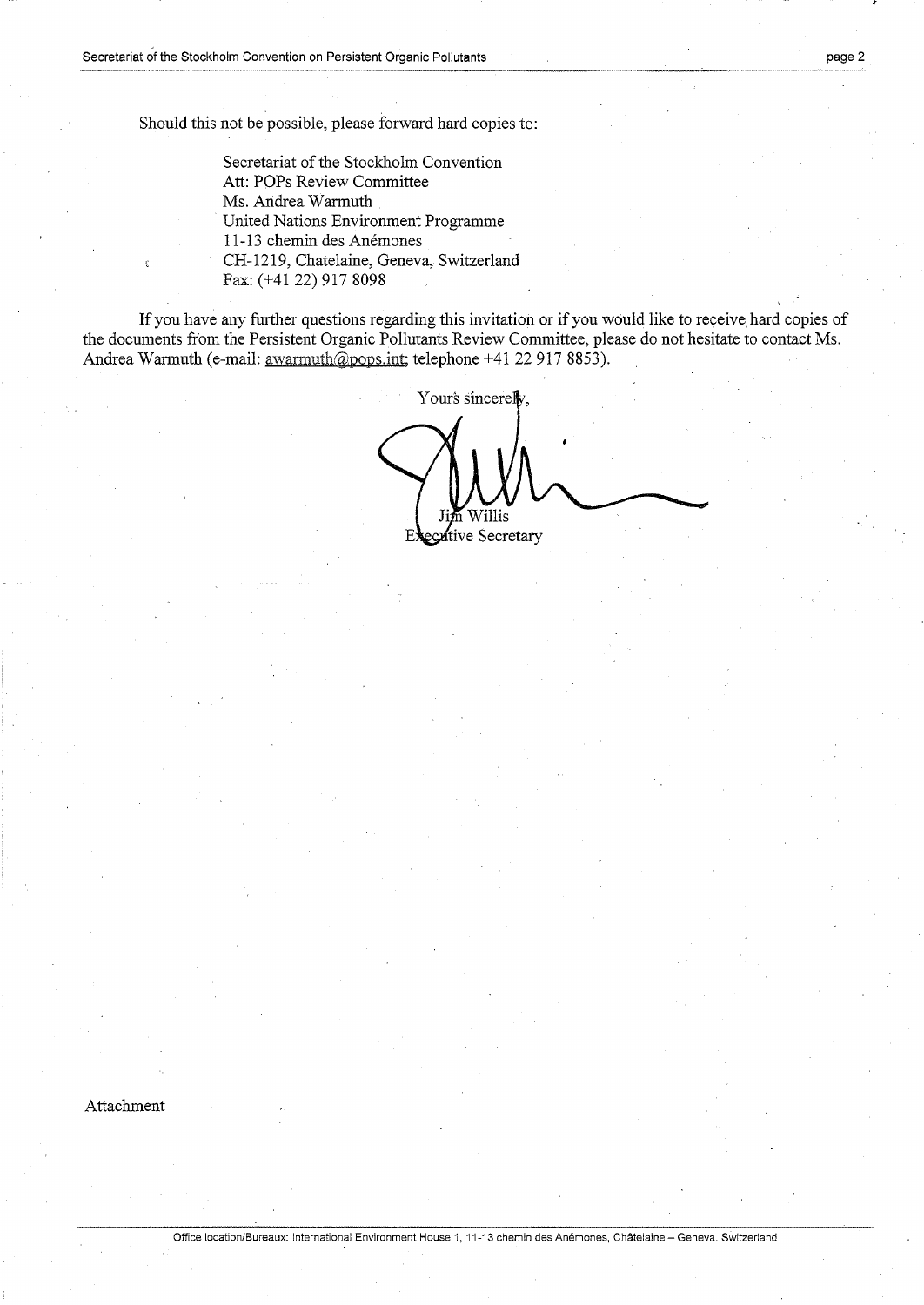Should this not be possible, please forward hard copies to:

Secretariat of the Stockholm Convention
Att: POPs Review Committee
Ms. Andrea Warmuth
United Nations Environment Programme
11-13 chemin des Anémones
CH-1219, Chatelaine, Geneva, Switzerland
Fax: (+41 22) 917 8098

If you have any further questions regarding this invitation or if you would like to receive hard copies of the documents from the Persistent Organic Pollutants Review Committee, please do not hesitate to contact Ms. Andrea Warmuth (e-mail: awarmuth@pops.int; telephone +41 22 917 8853).

Yours sincerely,

Jim Willis
Executive Secretary

Attachment

Office location/Bureaux: International Environment House 1, 11-13 chemin des Anémones, Châtelaine – Geneva. Switzerland